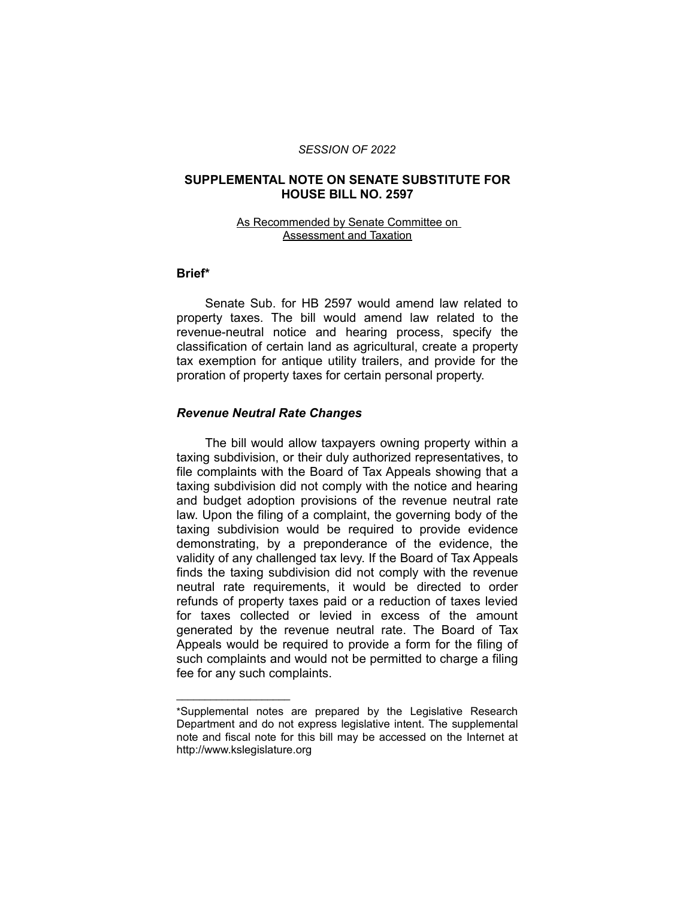*SESSION OF 2022*

## SUPPLEMENTAL NOTE ON SENATE SUBSTITUTE FOR HOUSE BILL NO. 2597

As Recommended by Senate Committee on Assessment and Taxation

### Brief*

Senate Sub. for HB 2597 would amend law related to property taxes. The bill would amend law related to the revenue-neutral notice and hearing process, specify the classification of certain land as agricultural, create a property tax exemption for antique utility trailers, and provide for the proration of property taxes for certain personal property.

### *Revenue Neutral Rate Changes*

The bill would allow taxpayers owning property within a taxing subdivision, or their duly authorized representatives, to file complaints with the Board of Tax Appeals showing that a taxing subdivision did not comply with the notice and hearing and budget adoption provisions of the revenue neutral rate law. Upon the filing of a complaint, the governing body of the taxing subdivision would be required to provide evidence demonstrating, by a preponderance of the evidence, the validity of any challenged tax levy. If the Board of Tax Appeals finds the taxing subdivision did not comply with the revenue neutral rate requirements, it would be directed to order refunds of property taxes paid or a reduction of taxes levied for taxes collected or levied in excess of the amount generated by the revenue neutral rate. The Board of Tax Appeals would be required to provide a form for the filing of such complaints and would not be permitted to charge a filing fee for any such complaints.

---

*Supplemental notes are prepared by the Legislative Research Department and do not express legislative intent. The supplemental note and fiscal note for this bill may be accessed on the Internet at http://www.kslegislature.org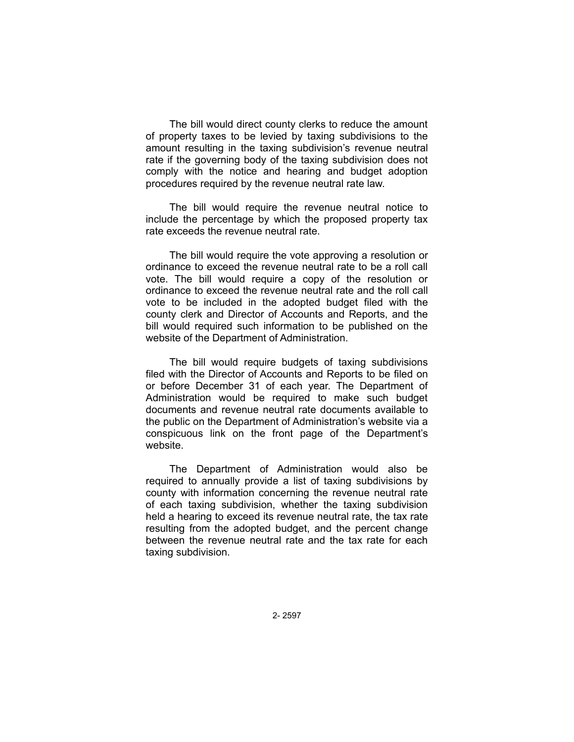The bill would direct county clerks to reduce the amount of property taxes to be levied by taxing subdivisions to the amount resulting in the taxing subdivision's revenue neutral rate if the governing body of the taxing subdivision does not comply with the notice and hearing and budget adoption procedures required by the revenue neutral rate law.

The bill would require the revenue neutral notice to include the percentage by which the proposed property tax rate exceeds the revenue neutral rate.

The bill would require the vote approving a resolution or ordinance to exceed the revenue neutral rate to be a roll call vote. The bill would require a copy of the resolution or ordinance to exceed the revenue neutral rate and the roll call vote to be included in the adopted budget filed with the county clerk and Director of Accounts and Reports, and the bill would required such information to be published on the website of the Department of Administration.

The bill would require budgets of taxing subdivisions filed with the Director of Accounts and Reports to be filed on or before December 31 of each year. The Department of Administration would be required to make such budget documents and revenue neutral rate documents available to the public on the Department of Administration's website via a conspicuous link on the front page of the Department's website.

The Department of Administration would also be required to annually provide a list of taxing subdivisions by county with information concerning the revenue neutral rate of each taxing subdivision, whether the taxing subdivision held a hearing to exceed its revenue neutral rate, the tax rate resulting from the adopted budget, and the percent change between the revenue neutral rate and the tax rate for each taxing subdivision.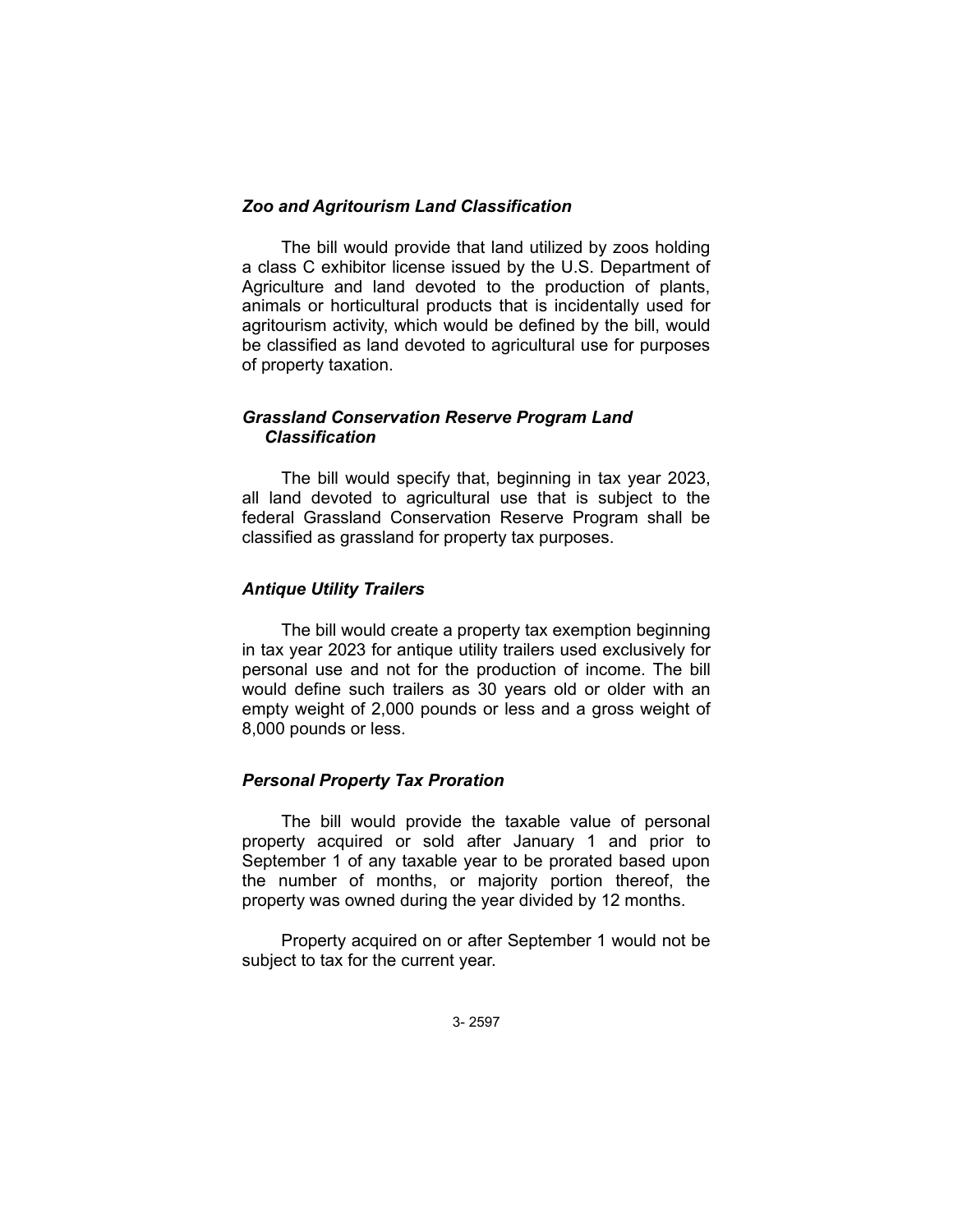### *Zoo and Agritourism Land Classification*

The bill would provide that land utilized by zoos holding a class C exhibitor license issued by the U.S. Department of Agriculture and land devoted to the production of plants, animals or horticultural products that is incidentally used for agritourism activity, which would be defined by the bill, would be classified as land devoted to agricultural use for purposes of property taxation.

### *Grassland Conservation Reserve Program Land Classification*

The bill would specify that, beginning in tax year 2023, all land devoted to agricultural use that is subject to the federal Grassland Conservation Reserve Program shall be classified as grassland for property tax purposes.

### *Antique Utility Trailers*

The bill would create a property tax exemption beginning in tax year 2023 for antique utility trailers used exclusively for personal use and not for the production of income. The bill would define such trailers as 30 years old or older with an empty weight of 2,000 pounds or less and a gross weight of 8,000 pounds or less.

### *Personal Property Tax Proration*

The bill would provide the taxable value of personal property acquired or sold after January 1 and prior to September 1 of any taxable year to be prorated based upon the number of months, or majority portion thereof, the property was owned during the year divided by 12 months.

Property acquired on or after September 1 would not be subject to tax for the current year.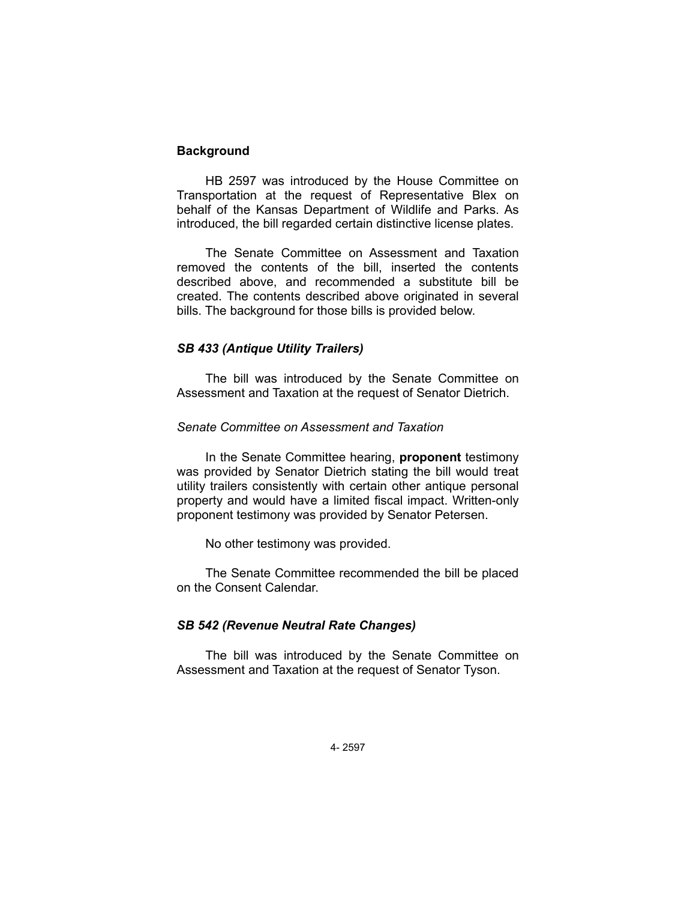## Background

HB 2597 was introduced by the House Committee on Transportation at the request of Representative Blex on behalf of the Kansas Department of Wildlife and Parks. As introduced, the bill regarded certain distinctive license plates.

The Senate Committee on Assessment and Taxation removed the contents of the bill, inserted the contents described above, and recommended a substitute bill be created. The contents described above originated in several bills. The background for those bills is provided below.

### *SB 433 (Antique Utility Trailers)*

The bill was introduced by the Senate Committee on Assessment and Taxation at the request of Senator Dietrich.

*Senate Committee on Assessment and Taxation*

In the Senate Committee hearing, **proponent** testimony was provided by Senator Dietrich stating the bill would treat utility trailers consistently with certain other antique personal property and would have a limited fiscal impact. Written-only proponent testimony was provided by Senator Petersen.

No other testimony was provided.

The Senate Committee recommended the bill be placed on the Consent Calendar.

### *SB 542 (Revenue Neutral Rate Changes)*

The bill was introduced by the Senate Committee on Assessment and Taxation at the request of Senator Tyson.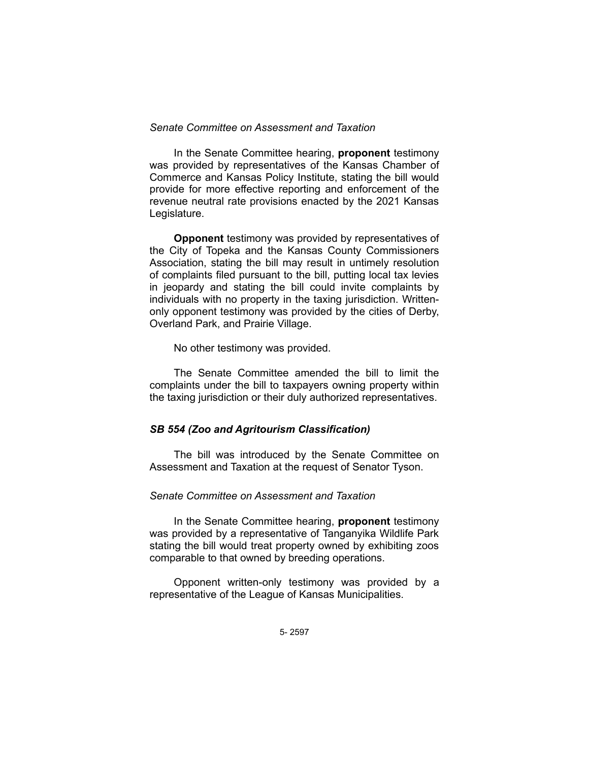*Senate Committee on Assessment and Taxation*

In the Senate Committee hearing, **proponent** testimony was provided by representatives of the Kansas Chamber of Commerce and Kansas Policy Institute, stating the bill would provide for more effective reporting and enforcement of the revenue neutral rate provisions enacted by the 2021 Kansas Legislature.

**Opponent** testimony was provided by representatives of the City of Topeka and the Kansas County Commissioners Association, stating the bill may result in untimely resolution of complaints filed pursuant to the bill, putting local tax levies in jeopardy and stating the bill could invite complaints by individuals with no property in the taxing jurisdiction. Written-only opponent testimony was provided by the cities of Derby, Overland Park, and Prairie Village.

No other testimony was provided.

The Senate Committee amended the bill to limit the complaints under the bill to taxpayers owning property within the taxing jurisdiction or their duly authorized representatives.

### *SB 554 (Zoo and Agritourism Classification)*

The bill was introduced by the Senate Committee on Assessment and Taxation at the request of Senator Tyson.

*Senate Committee on Assessment and Taxation*

In the Senate Committee hearing, **proponent** testimony was provided by a representative of Tanganyika Wildlife Park stating the bill would treat property owned by exhibiting zoos comparable to that owned by breeding operations.

Opponent written-only testimony was provided by a representative of the League of Kansas Municipalities.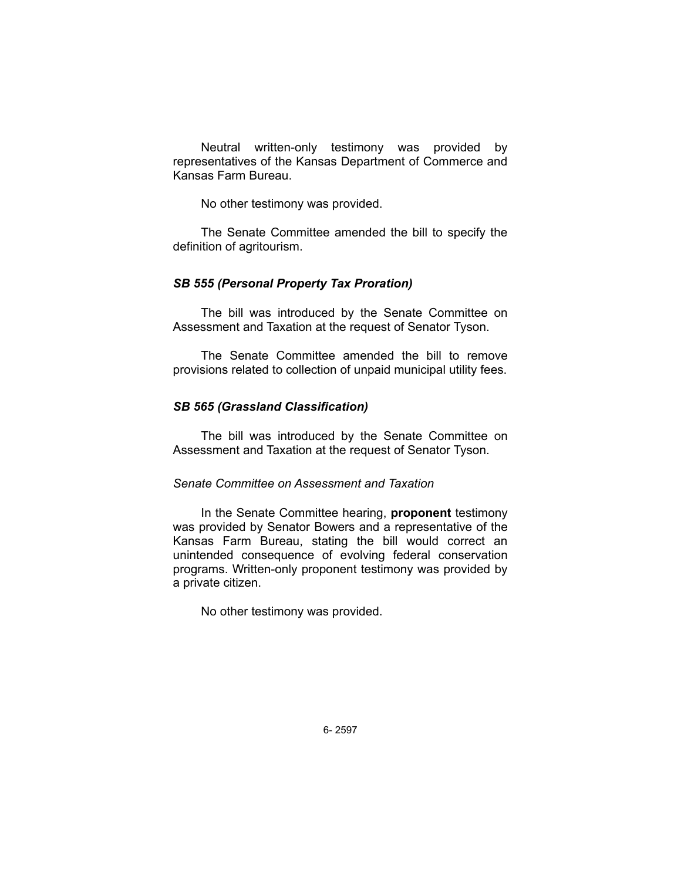Neutral written-only testimony was provided by representatives of the Kansas Department of Commerce and Kansas Farm Bureau.

No other testimony was provided.

The Senate Committee amended the bill to specify the definition of agritourism.

### *SB 555 (Personal Property Tax Proration)*

The bill was introduced by the Senate Committee on Assessment and Taxation at the request of Senator Tyson.

The Senate Committee amended the bill to remove provisions related to collection of unpaid municipal utility fees.

### *SB 565 (Grassland Classification)*

The bill was introduced by the Senate Committee on Assessment and Taxation at the request of Senator Tyson.

*Senate Committee on Assessment and Taxation*

In the Senate Committee hearing, **proponent** testimony was provided by Senator Bowers and a representative of the Kansas Farm Bureau, stating the bill would correct an unintended consequence of evolving federal conservation programs. Written-only proponent testimony was provided by a private citizen.

No other testimony was provided.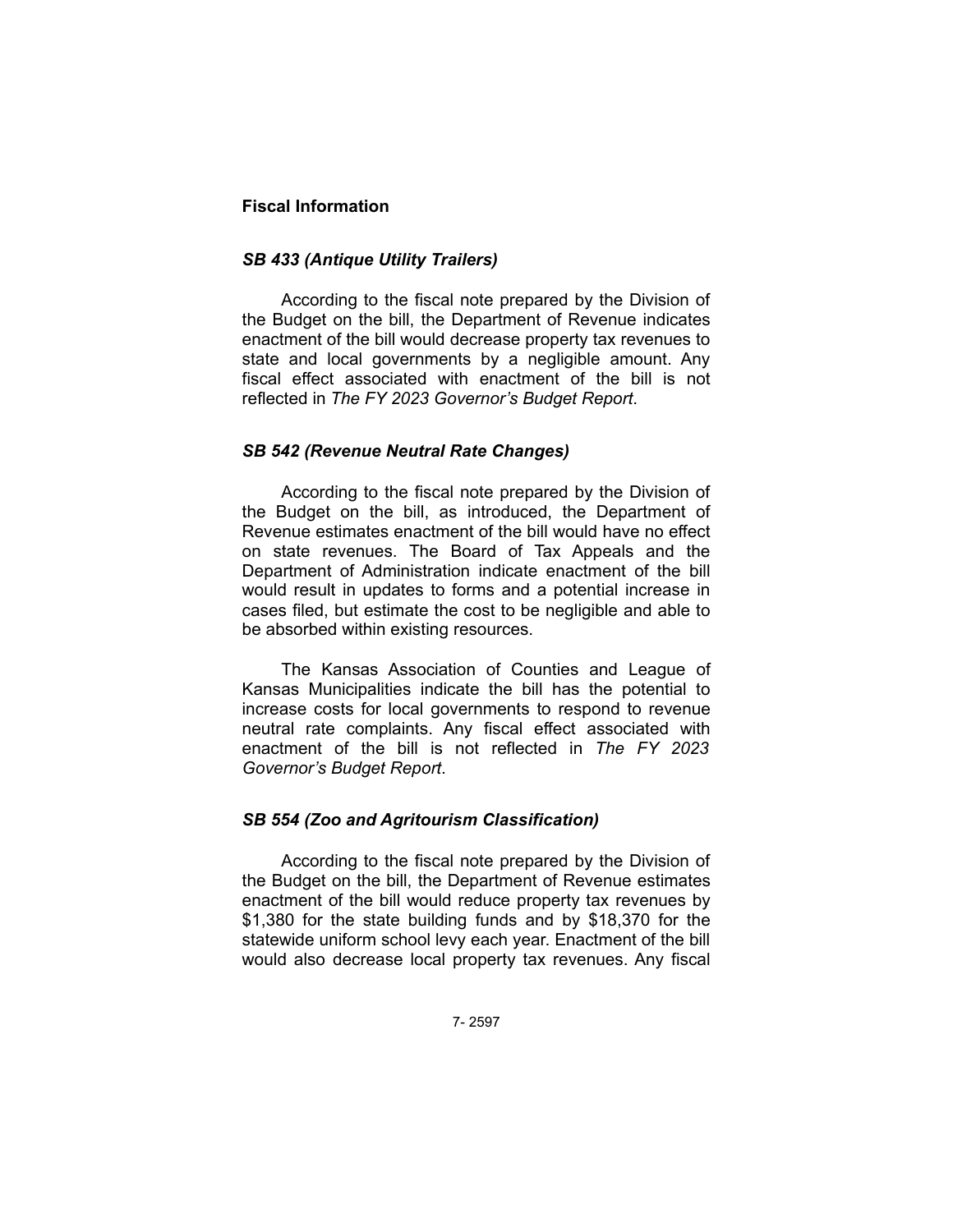**Fiscal Information**

***SB 433 (Antique Utility Trailers)***

According to the fiscal note prepared by the Division of the Budget on the bill, the Department of Revenue indicates enactment of the bill would decrease property tax revenues to state and local governments by a negligible amount. Any fiscal effect associated with enactment of the bill is not reflected in *The FY 2023 Governor's Budget Report*.

***SB 542 (Revenue Neutral Rate Changes)***

According to the fiscal note prepared by the Division of the Budget on the bill, as introduced, the Department of Revenue estimates enactment of the bill would have no effect on state revenues. The Board of Tax Appeals and the Department of Administration indicate enactment of the bill would result in updates to forms and a potential increase in cases filed, but estimate the cost to be negligible and able to be absorbed within existing resources.

The Kansas Association of Counties and League of Kansas Municipalities indicate the bill has the potential to increase costs for local governments to respond to revenue neutral rate complaints. Any fiscal effect associated with enactment of the bill is not reflected in *The FY 2023 Governor's Budget Report*.

***SB 554 (Zoo and Agritourism Classification)***

According to the fiscal note prepared by the Division of the Budget on the bill, the Department of Revenue estimates enactment of the bill would reduce property tax revenues by $1,380 for the state building funds and by $18,370 for the statewide uniform school levy each year. Enactment of the bill would also decrease local property tax revenues. Any fiscal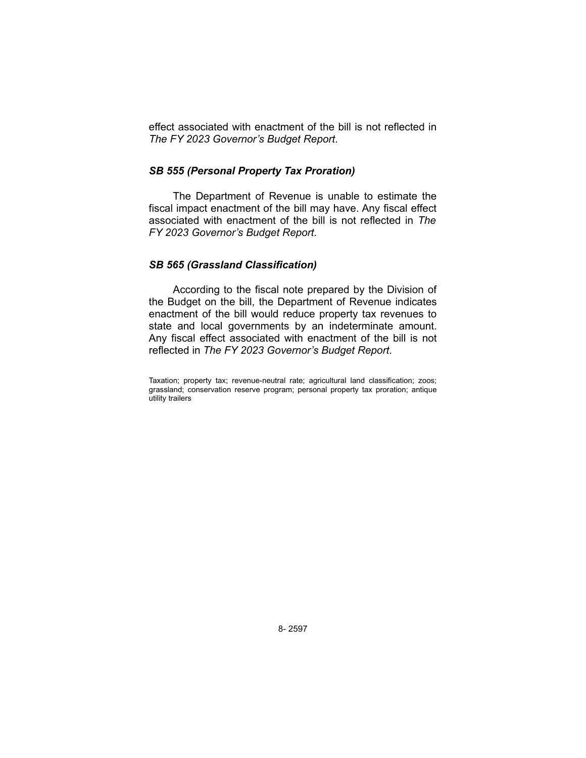effect associated with enactment of the bill is not reflected in *The FY 2023 Governor's Budget Report*.

***SB 555 (Personal Property Tax Proration)***

The Department of Revenue is unable to estimate the fiscal impact enactment of the bill may have. Any fiscal effect associated with enactment of the bill is not reflected in *The FY 2023 Governor's Budget Report*.

***SB 565 (Grassland Classification)***

According to the fiscal note prepared by the Division of the Budget on the bill, the Department of Revenue indicates enactment of the bill would reduce property tax revenues to state and local governments by an indeterminate amount. Any fiscal effect associated with enactment of the bill is not reflected in *The FY 2023 Governor's Budget Report*.

Taxation; property tax; revenue-neutral rate; agricultural land classification; zoos; grassland; conservation reserve program; personal property tax proration; antique utility trailers